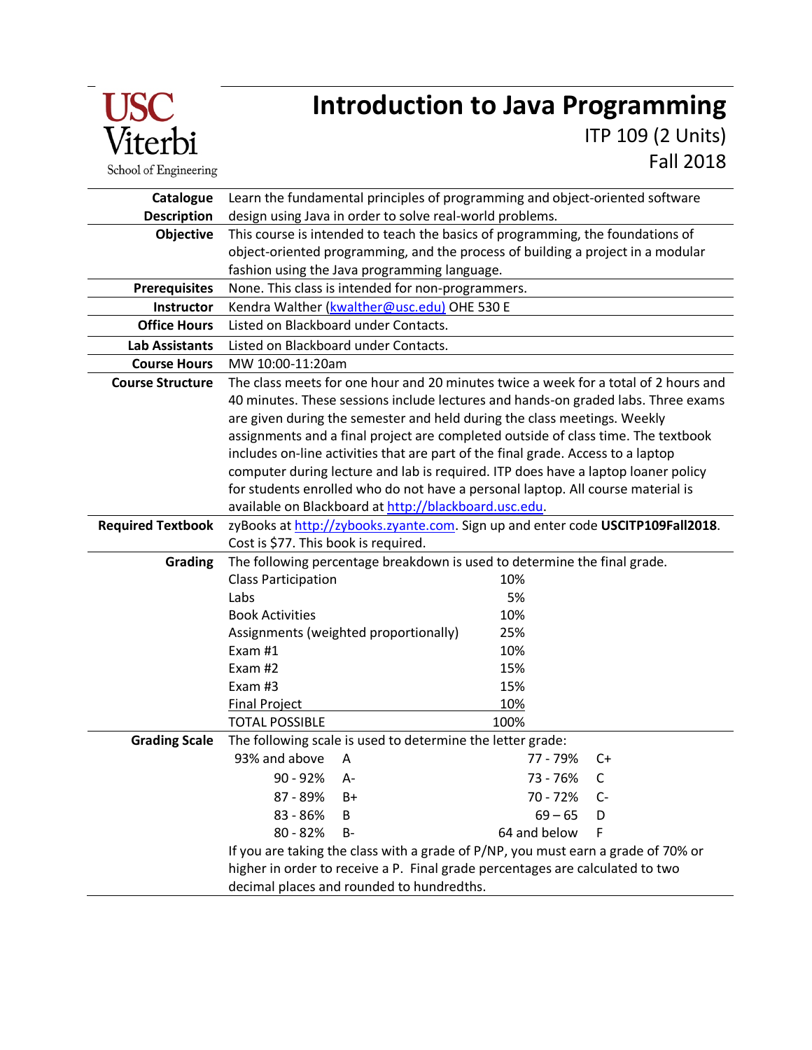USC Viterbi
School of Engineering

# Introduction to Java Programming

ITP 109 (2 Units)
Fall 2018

| | |
|---|---|
| **Catalogue Description** | Learn the fundamental principles of programming and object-oriented software design using Java in order to solve real-world problems. |
| **Objective** | This course is intended to teach the basics of programming, the foundations of object-oriented programming, and the process of building a project in a modular fashion using the Java programming language. |
| **Prerequisites** | None. This class is intended for non-programmers. |
| **Instructor** | Kendra Walther (kwalther@usc.edu) OHE 530 E |
| **Office Hours** | Listed on Blackboard under Contacts. |
| **Lab Assistants** | Listed on Blackboard under Contacts. |
| **Course Hours** | MW 10:00-11:20am |
| **Course Structure** | The class meets for one hour and 20 minutes twice a week for a total of 2 hours and 40 minutes. These sessions include lectures and hands-on graded labs. Three exams are given during the semester and held during the class meetings. Weekly assignments and a final project are completed outside of class time. The textbook includes on-line activities that are part of the final grade. Access to a laptop computer during lecture and lab is required. ITP does have a laptop loaner policy for students enrolled who do not have a personal laptop. All course material is available on Blackboard at http://blackboard.usc.edu. |
| **Required Textbook** | zyBooks at http://zybooks.zyante.com. Sign up and enter code **USCITP109Fall2018**. Cost is $77. This book is required. |

**Grading**

The following percentage breakdown is used to determine the final grade.

| | |
|---|---|
| Class Participation | 10% |
| Labs | 5% |
| Book Activities | 10% |
| Assignments (weighted proportionally) | 25% |
| Exam #1 | 10% |
| Exam #2 | 15% |
| Exam #3 | 15% |
| Final Project | 10% |
| TOTAL POSSIBLE | 100% |

**Grading Scale**

The following scale is used to determine the letter grade:

| | | | |
|---|---|---|---|
| 93% and above | A | 77 - 79% | C+ |
| 90 - 92% | A- | 73 - 76% | C |
| 87 - 89% | B+ | 70 - 72% | C- |
| 83 - 86% | B | 69 – 65 | D |
| 80 - 82% | B- | 64 and below | F |

If you are taking the class with a grade of P/NP, you must earn a grade of 70% or higher in order to receive a P. Final grade percentages are calculated to two decimal places and rounded to hundredths.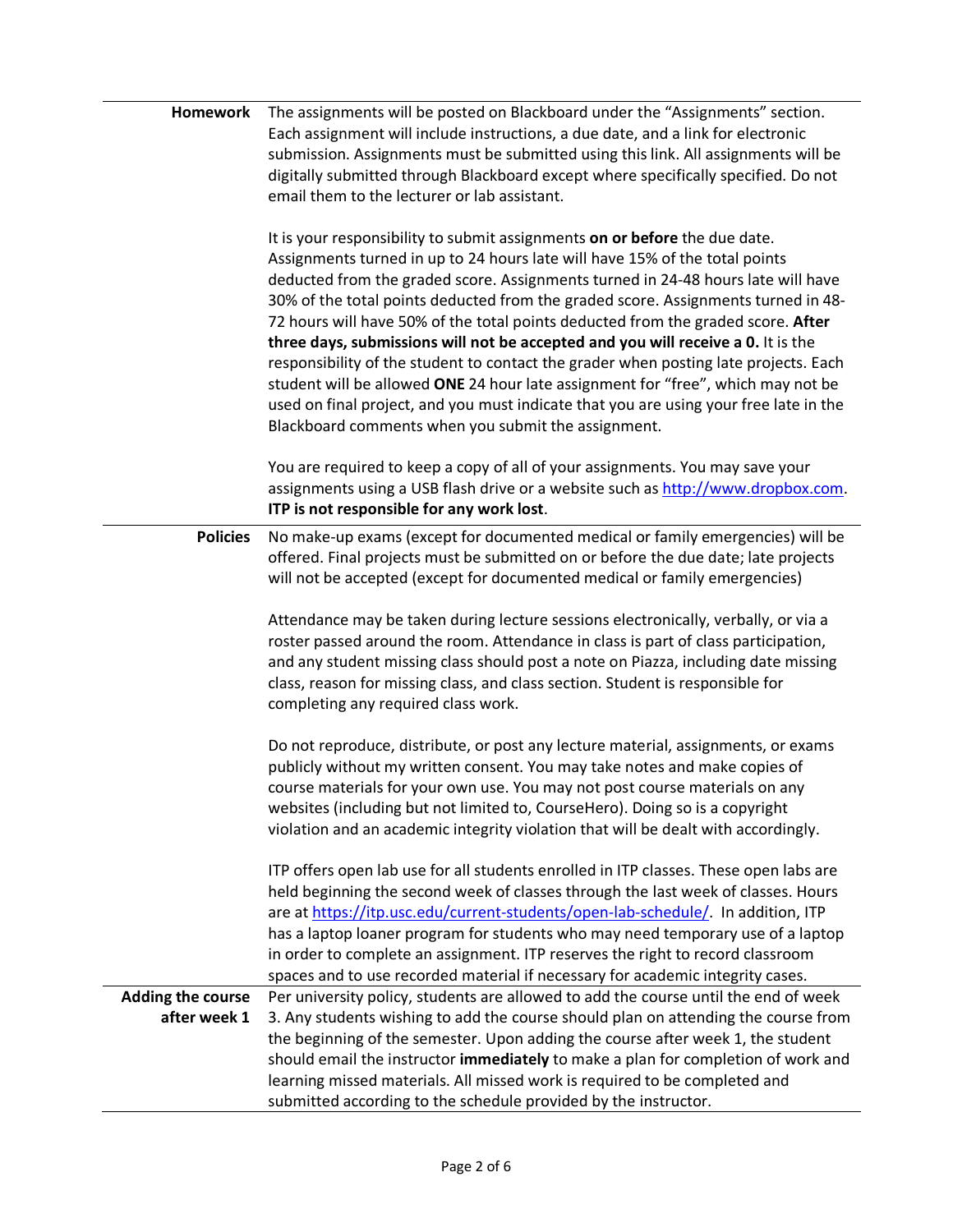**Homework**

The assignments will be posted on Blackboard under the “Assignments” section. Each assignment will include instructions, a due date, and a link for electronic submission. Assignments must be submitted using this link. All assignments will be digitally submitted through Blackboard except where specifically specified. Do not email them to the lecturer or lab assistant.

It is your responsibility to submit assignments **on or before** the due date. Assignments turned in up to 24 hours late will have 15% of the total points deducted from the graded score. Assignments turned in 24-48 hours late will have 30% of the total points deducted from the graded score. Assignments turned in 48-72 hours will have 50% of the total points deducted from the graded score. **After three days, submissions will not be accepted and you will receive a 0.** It is the responsibility of the student to contact the grader when posting late projects. Each student will be allowed **ONE** 24 hour late assignment for “free”, which may not be used on final project, and you must indicate that you are using your free late in the Blackboard comments when you submit the assignment.

You are required to keep a copy of all of your assignments. You may save your assignments using a USB flash drive or a website such as [http://www.dropbox.com](http://www.dropbox.com). **ITP is not responsible for any work lost**.

**Policies**

No make-up exams (except for documented medical or family emergencies) will be offered. Final projects must be submitted on or before the due date; late projects will not be accepted (except for documented medical or family emergencies)

Attendance may be taken during lecture sessions electronically, verbally, or via a roster passed around the room. Attendance in class is part of class participation, and any student missing class should post a note on Piazza, including date missing class, reason for missing class, and class section. Student is responsible for completing any required class work.

Do not reproduce, distribute, or post any lecture material, assignments, or exams publicly without my written consent. You may take notes and make copies of course materials for your own use. You may not post course materials on any websites (including but not limited to, CourseHero). Doing so is a copyright violation and an academic integrity violation that will be dealt with accordingly.

ITP offers open lab use for all students enrolled in ITP classes. These open labs are held beginning the second week of classes through the last week of classes. Hours are at [https://itp.usc.edu/current-students/open-lab-schedule/](https://itp.usc.edu/current-students/open-lab-schedule/). In addition, ITP has a laptop loaner program for students who may need temporary use of a laptop in order to complete an assignment. ITP reserves the right to record classroom spaces and to use recorded material if necessary for academic integrity cases.

**Adding the course after week 1**

Per university policy, students are allowed to add the course until the end of week 3. Any students wishing to add the course should plan on attending the course from the beginning of the semester. Upon adding the course after week 1, the student should email the instructor **immediately** to make a plan for completion of work and learning missed materials. All missed work is required to be completed and submitted according to the schedule provided by the instructor.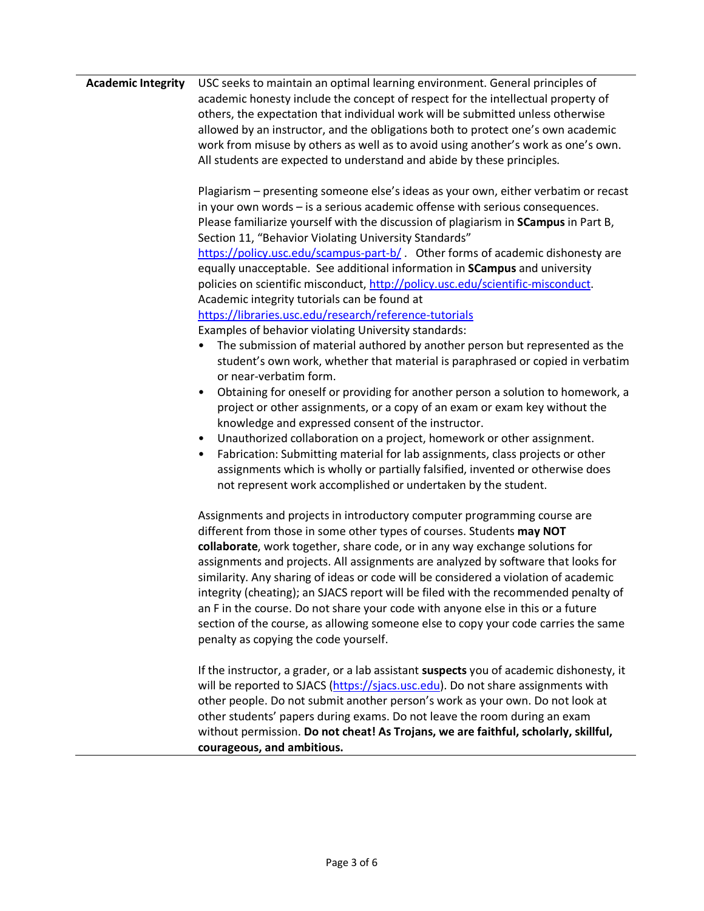**Academic Integrity**

USC seeks to maintain an optimal learning environment. General principles of academic honesty include the concept of respect for the intellectual property of others, the expectation that individual work will be submitted unless otherwise allowed by an instructor, and the obligations both to protect one's own academic work from misuse by others as well as to avoid using another's work as one's own. All students are expected to understand and abide by these principles.

Plagiarism – presenting someone else's ideas as your own, either verbatim or recast in your own words – is a serious academic offense with serious consequences. Please familiarize yourself with the discussion of plagiarism in **SCampus** in Part B, Section 11, "Behavior Violating University Standards" https://policy.usc.edu/scampus-part-b/ . Other forms of academic dishonesty are equally unacceptable. See additional information in **SCampus** and university policies on scientific misconduct, http://policy.usc.edu/scientific-misconduct. Academic integrity tutorials can be found at https://libraries.usc.edu/research/reference-tutorials

Examples of behavior violating University standards:

- The submission of material authored by another person but represented as the student's own work, whether that material is paraphrased or copied in verbatim or near-verbatim form.
- Obtaining for oneself or providing for another person a solution to homework, a project or other assignments, or a copy of an exam or exam key without the knowledge and expressed consent of the instructor.
- Unauthorized collaboration on a project, homework or other assignment.
- Fabrication: Submitting material for lab assignments, class projects or other assignments which is wholly or partially falsified, invented or otherwise does not represent work accomplished or undertaken by the student.

Assignments and projects in introductory computer programming course are different from those in some other types of courses. Students **may NOT collaborate**, work together, share code, or in any way exchange solutions for assignments and projects. All assignments are analyzed by software that looks for similarity. Any sharing of ideas or code will be considered a violation of academic integrity (cheating); an SJACS report will be filed with the recommended penalty of an F in the course. Do not share your code with anyone else in this or a future section of the course, as allowing someone else to copy your code carries the same penalty as copying the code yourself.

If the instructor, a grader, or a lab assistant **suspects** you of academic dishonesty, it will be reported to SJACS (https://sjacs.usc.edu). Do not share assignments with other people. Do not submit another person's work as your own. Do not look at other students' papers during exams. Do not leave the room during an exam without permission. **Do not cheat! As Trojans, we are faithful, scholarly, skillful, courageous, and ambitious.**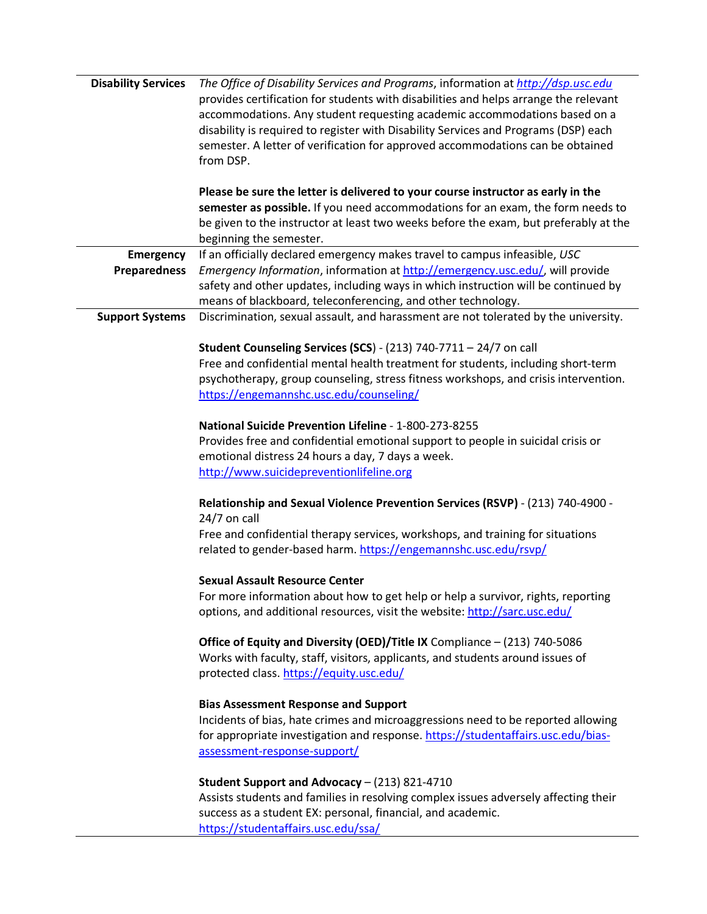| | |
|---|---|
| **Disability Services** | *The Office of Disability Services and Programs*, information at *http://dsp.usc.edu* provides certification for students with disabilities and helps arrange the relevant accommodations. Any student requesting academic accommodations based on a disability is required to register with Disability Services and Programs (DSP) each semester. A letter of verification for approved accommodations can be obtained from DSP.<br><br>**Please be sure the letter is delivered to your course instructor as early in the semester as possible.** If you need accommodations for an exam, the form needs to be given to the instructor at least two weeks before the exam, but preferably at the beginning the semester. |
| **Emergency Preparedness** | If an officially declared emergency makes travel to campus infeasible, *USC Emergency Information*, information at http://emergency.usc.edu/, will provide safety and other updates, including ways in which instruction will be continued by means of blackboard, teleconferencing, and other technology. |
| **Support Systems** | Discrimination, sexual assault, and harassment are not tolerated by the university.<br><br>**Student Counseling Services (SCS)** - (213) 740-7711 – 24/7 on call<br>Free and confidential mental health treatment for students, including short-term psychotherapy, group counseling, stress fitness workshops, and crisis intervention. https://engemannshc.usc.edu/counseling/<br><br>**National Suicide Prevention Lifeline** - 1-800-273-8255<br>Provides free and confidential emotional support to people in suicidal crisis or emotional distress 24 hours a day, 7 days a week.<br>http://www.suicidepreventionlifeline.org<br><br>**Relationship and Sexual Violence Prevention Services (RSVP)** - (213) 740-4900 - 24/7 on call<br>Free and confidential therapy services, workshops, and training for situations related to gender-based harm. https://engemannshc.usc.edu/rsvp/<br><br>**Sexual Assault Resource Center**<br>For more information about how to get help or help a survivor, rights, reporting options, and additional resources, visit the website: http://sarc.usc.edu/<br><br>**Office of Equity and Diversity (OED)/Title IX** Compliance – (213) 740-5086<br>Works with faculty, staff, visitors, applicants, and students around issues of protected class. https://equity.usc.edu/<br><br>**Bias Assessment Response and Support**<br>Incidents of bias, hate crimes and microaggressions need to be reported allowing for appropriate investigation and response. https://studentaffairs.usc.edu/bias-assessment-response-support/<br><br>**Student Support and Advocacy** – (213) 821-4710<br>Assists students and families in resolving complex issues adversely affecting their success as a student EX: personal, financial, and academic.<br>https://studentaffairs.usc.edu/ssa/ |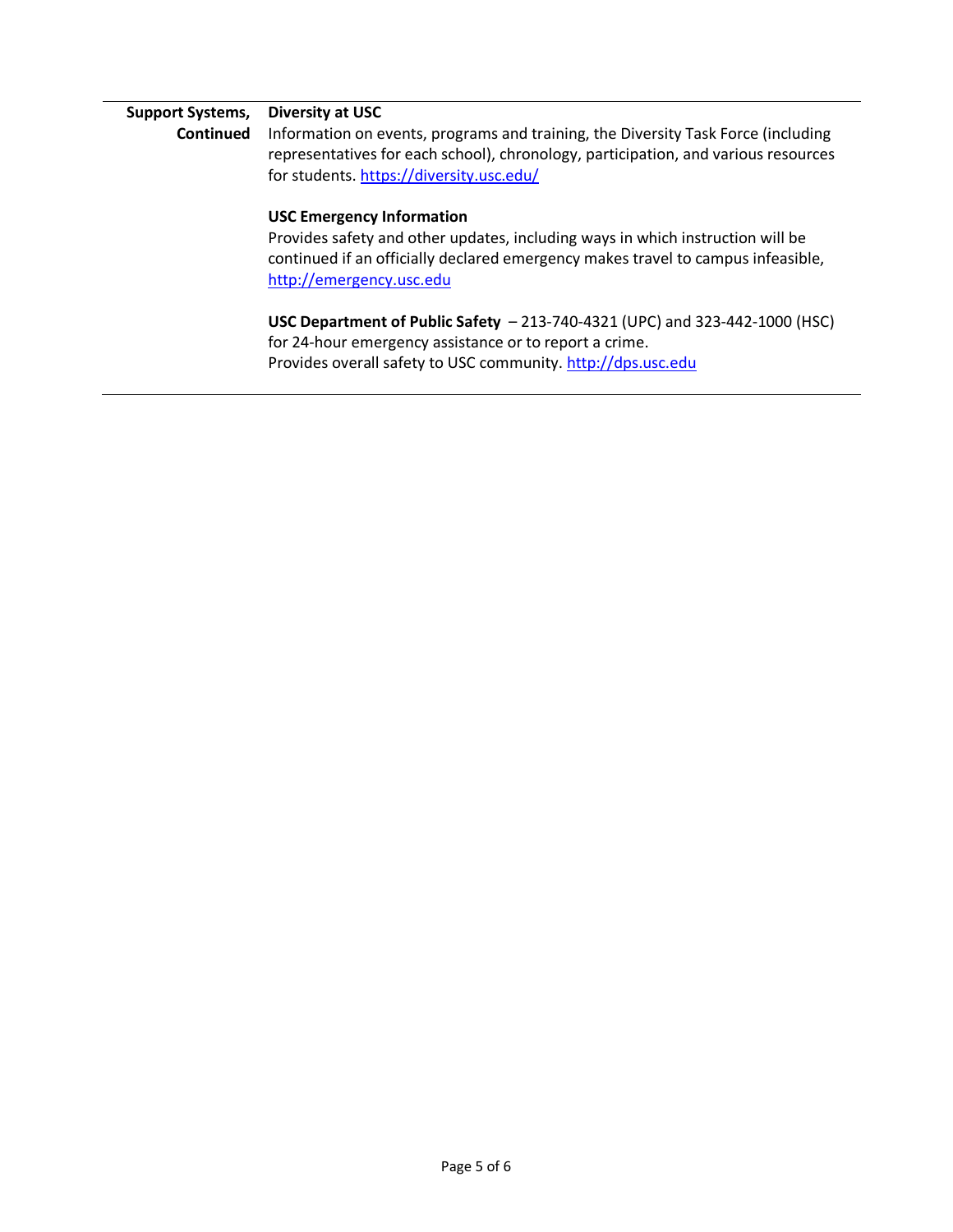**Support Systems, Continued**

**Diversity at USC**
Information on events, programs and training, the Diversity Task Force (including representatives for each school), chronology, participation, and various resources for students. https://diversity.usc.edu/

**USC Emergency Information**
Provides safety and other updates, including ways in which instruction will be continued if an officially declared emergency makes travel to campus infeasible, http://emergency.usc.edu

**USC Department of Public Safety** – 213-740-4321 (UPC) and 323-442-1000 (HSC) for 24-hour emergency assistance or to report a crime.
Provides overall safety to USC community. http://dps.usc.edu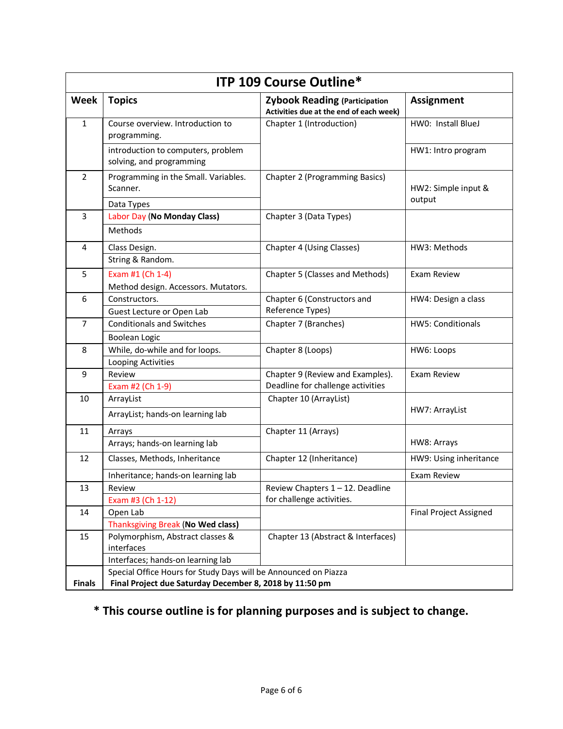# ITP 109 Course Outline*

| Week | Topics | Zybook Reading (Participation Activities due at the end of each week) | Assignment |
|---|---|---|---|
| 1 | Course overview. Introduction to programming. | Chapter 1 (Introduction) | HW0: Install BlueJ |
| | introduction to computers, problem solving, and programming | | HW1: Intro program |
| 2 | Programming in the Small. Variables. Scanner. | Chapter 2 (Programming Basics) | HW2: Simple input & output |
| | Data Types | | |
| 3 | Labor Day **(No Monday Class)** | Chapter 3 (Data Types) | |
| | Methods | | |
| 4 | Class Design. | Chapter 4 (Using Classes) | HW3: Methods |
| | String & Random. | | |
| 5 | Exam #1 (Ch 1-4) | Chapter 5 (Classes and Methods) | Exam Review |
| | Method design. Accessors. Mutators. | | |
| 6 | Constructors. | Chapter 6 (Constructors and Reference Types) | HW4: Design a class |
| | Guest Lecture or Open Lab | | |
| 7 | Conditionals and Switches | Chapter 7 (Branches) | HW5: Conditionals |
| | Boolean Logic | | |
| 8 | While, do-while and for loops. | Chapter 8 (Loops) | HW6: Loops |
| | Looping Activities | | |
| 9 | Review | Chapter 9 (Review and Examples). Deadline for challenge activities | Exam Review |
| | Exam #2 (Ch 1-9) | | |
| 10 | ArrayList | Chapter 10 (ArrayList) | HW7: ArrayList |
| | ArrayList; hands-on learning lab | | |
| 11 | Arrays | Chapter 11 (Arrays) | HW8: Arrays |
| | Arrays; hands-on learning lab | | |
| 12 | Classes, Methods, Inheritance | Chapter 12 (Inheritance) | HW9: Using inheritance |
| | Inheritance; hands-on learning lab | | Exam Review |
| 13 | Review | Review Chapters 1 – 12. Deadline for challenge activities. | |
| | Exam #3 (Ch 1-12) | | |
| 14 | Open Lab | | Final Project Assigned |
| | Thanksgiving Break **(No Wed class)** | | |
| 15 | Polymorphism, Abstract classes & interfaces | Chapter 13 (Abstract & Interfaces) | |
| | Interfaces; hands-on learning lab | | |
| **Finals** | Special Office Hours for Study Days will be Announced on Piazza<br>**Final Project due Saturday December 8, 2018 by 11:50 pm** | | |

**\* This course outline is for planning purposes and is subject to change.**